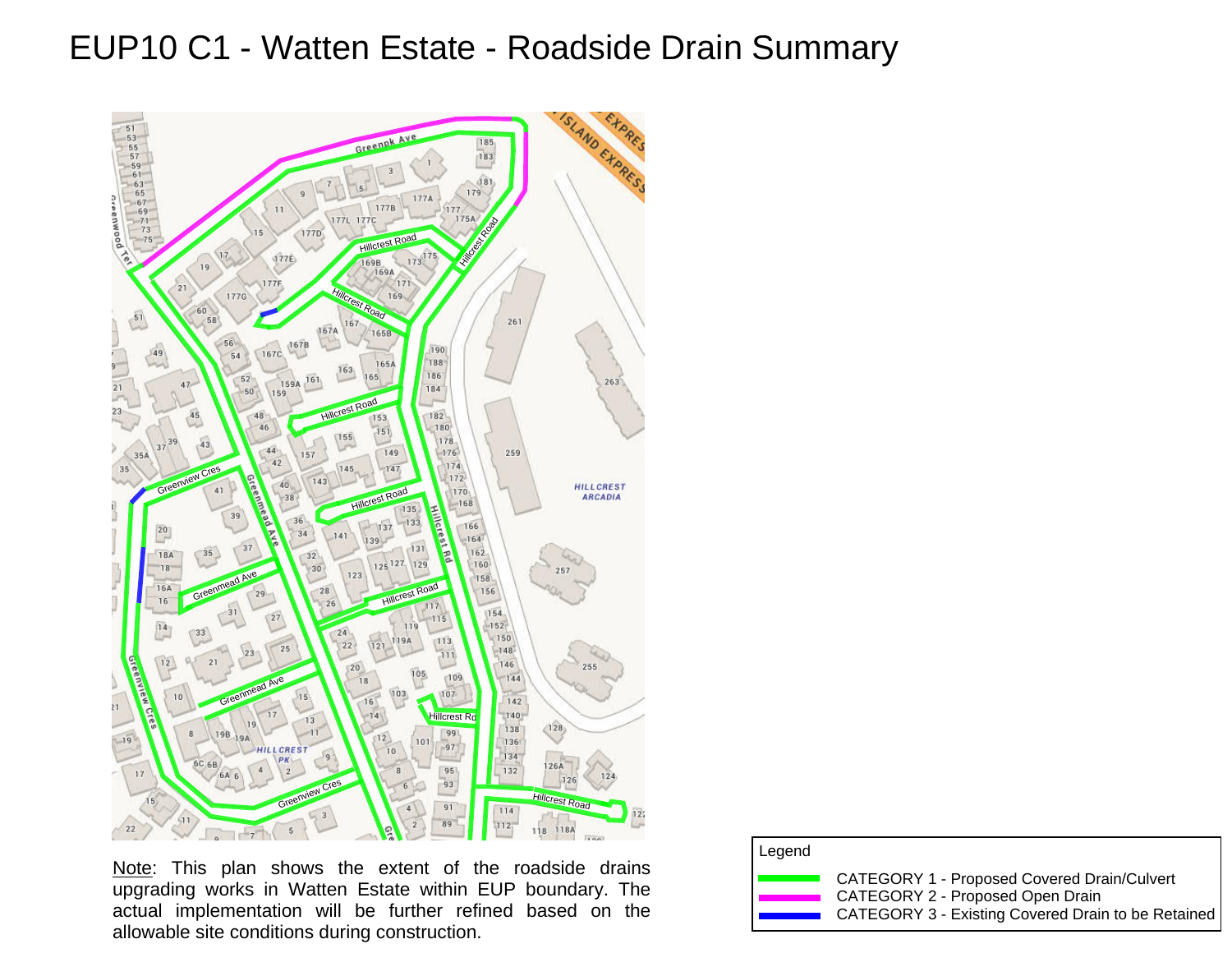# EUP10 C1 - Watten Estate - Roadside Drain Summary

Note: This plan shows the extent of the roadside drains upgrading works in Watten Estate within EUP boundary. The actual implementation will be further refined based on the allowable site conditions during construction.

Legend

- CATEGORY 1 - Proposed Covered Drain/Culvert
- CATEGORY 2 - Proposed Open Drain
- CATEGORY 3 - Existing Covered Drain to be Retained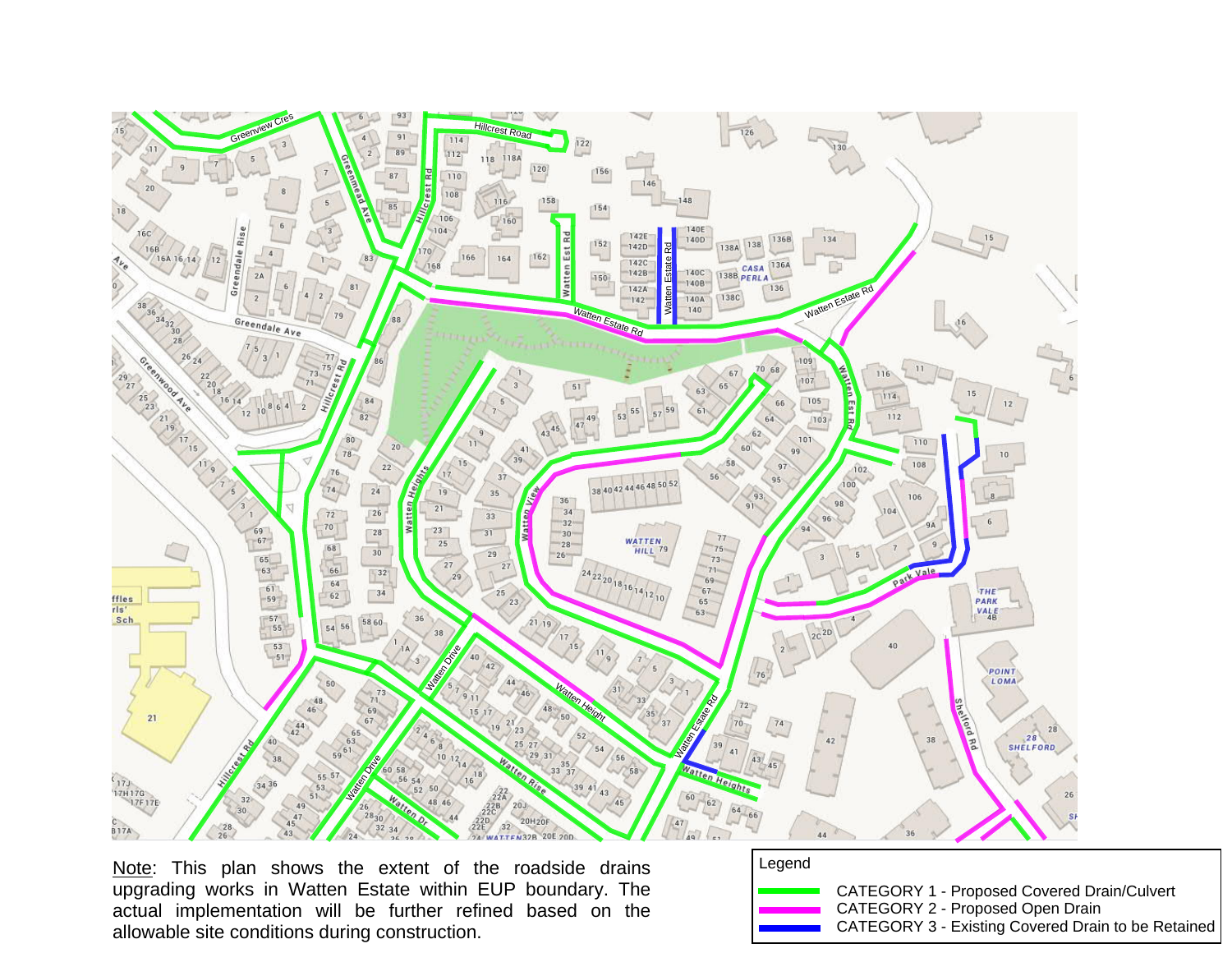Note: This plan shows the extent of the roadside drains upgrading works in Watten Estate within EUP boundary. The actual implementation will be further refined based on the allowable site conditions during construction.

Legend

- CATEGORY 1 - Proposed Covered Drain/Culvert
- CATEGORY 2 - Proposed Open Drain
- CATEGORY 3 - Existing Covered Drain to be Retained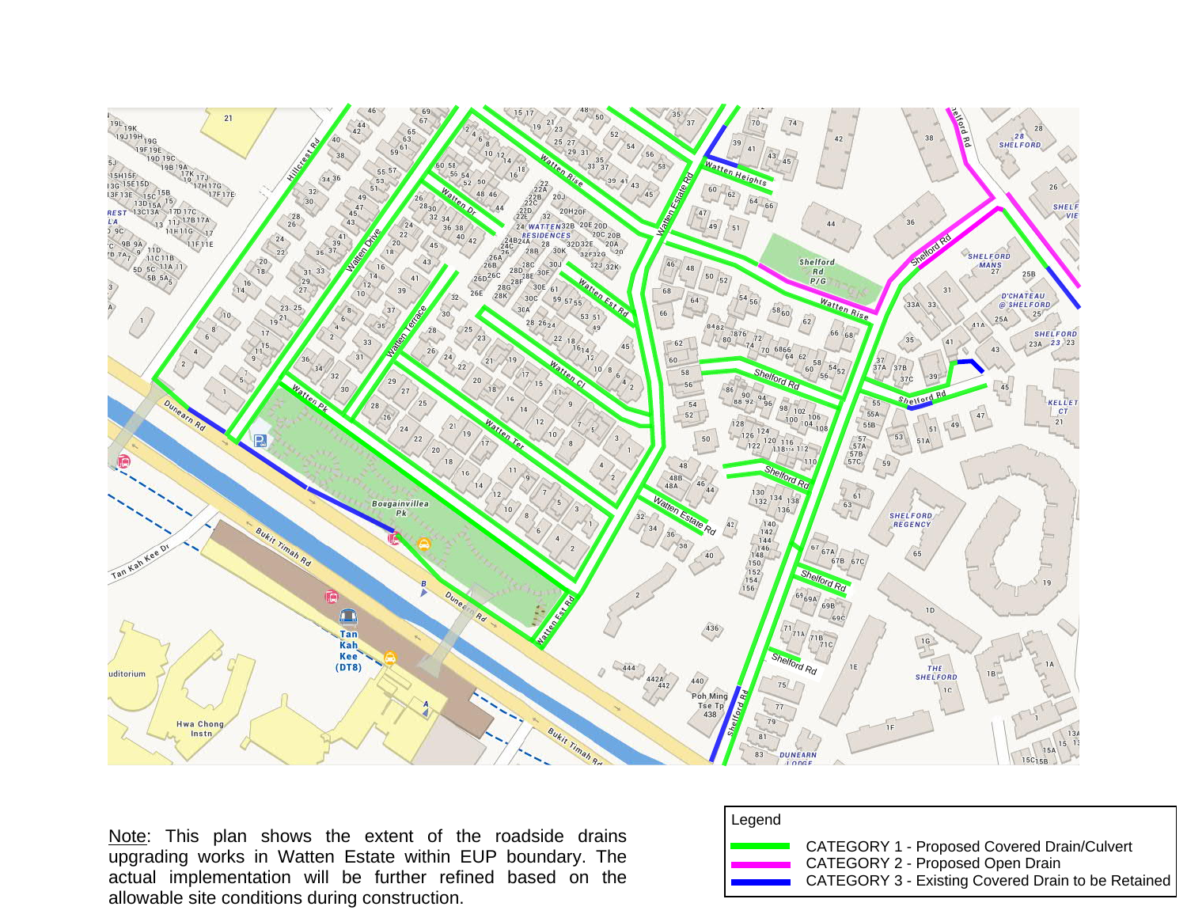Note: This plan shows the extent of the roadside drains upgrading works in Watten Estate within EUP boundary. The actual implementation will be further refined based on the allowable site conditions during construction.

Legend

CATEGORY 1 - Proposed Covered Drain/Culvert

CATEGORY 2 - Proposed Open Drain

CATEGORY 3 - Existing Covered Drain to be Retained